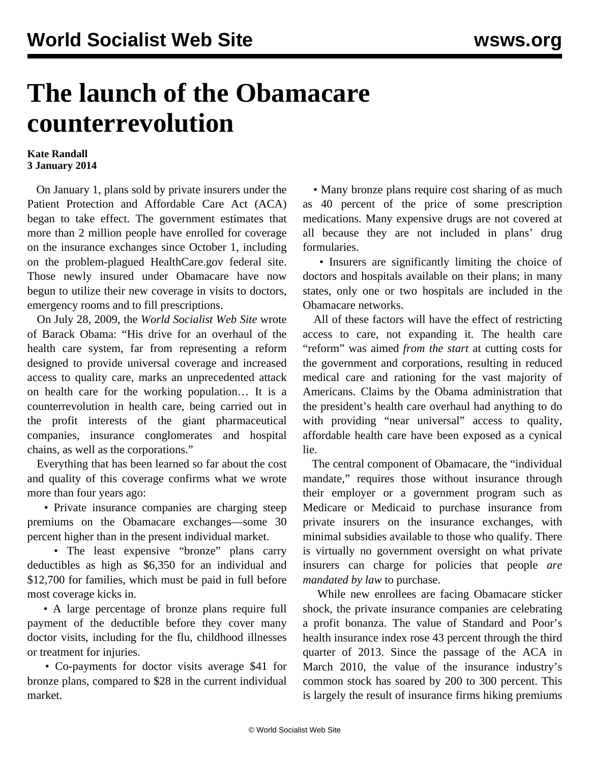# The launch of the Obamacare counterrevolution

**Kate Randall**
**3 January 2014**

On January 1, plans sold by private insurers under the Patient Protection and Affordable Care Act (ACA) began to take effect. The government estimates that more than 2 million people have enrolled for coverage on the insurance exchanges since October 1, including on the problem-plagued HealthCare.gov federal site. Those newly insured under Obamacare have now begun to utilize their new coverage in visits to doctors, emergency rooms and to fill prescriptions.

On July 28, 2009, the *World Socialist Web Site* wrote of Barack Obama: "His drive for an overhaul of the health care system, far from representing a reform designed to provide universal coverage and increased access to quality care, marks an unprecedented attack on health care for the working population… It is a counterrevolution in health care, being carried out in the profit interests of the giant pharmaceutical companies, insurance conglomerates and hospital chains, as well as the corporations."

Everything that has been learned so far about the cost and quality of this coverage confirms what we wrote more than four years ago:

- Private insurance companies are charging steep premiums on the Obamacare exchanges—some 30 percent higher than in the present individual market.
- The least expensive "bronze" plans carry deductibles as high as $6,350 for an individual and $12,700 for families, which must be paid in full before most coverage kicks in.
- A large percentage of bronze plans require full payment of the deductible before they cover many doctor visits, including for the flu, childhood illnesses or treatment for injuries.
- Co-payments for doctor visits average $41 for bronze plans, compared to $28 in the current individual market.
- Many bronze plans require cost sharing of as much as 40 percent of the price of some prescription medications. Many expensive drugs are not covered at all because they are not included in plans' drug formularies.
- Insurers are significantly limiting the choice of doctors and hospitals available on their plans; in many states, only one or two hospitals are included in the Obamacare networks.

All of these factors will have the effect of restricting access to care, not expanding it. The health care "reform" was aimed *from the start* at cutting costs for the government and corporations, resulting in reduced medical care and rationing for the vast majority of Americans. Claims by the Obama administration that the president's health care overhaul had anything to do with providing "near universal" access to quality, affordable health care have been exposed as a cynical lie.

The central component of Obamacare, the "individual mandate," requires those without insurance through their employer or a government program such as Medicare or Medicaid to purchase insurance from private insurers on the insurance exchanges, with minimal subsidies available to those who qualify. There is virtually no government oversight on what private insurers can charge for policies that people *are mandated by law* to purchase.

While new enrollees are facing Obamacare sticker shock, the private insurance companies are celebrating a profit bonanza. The value of Standard and Poor's health insurance index rose 43 percent through the third quarter of 2013. Since the passage of the ACA in March 2010, the value of the insurance industry's common stock has soared by 200 to 300 percent. This is largely the result of insurance firms hiking premiums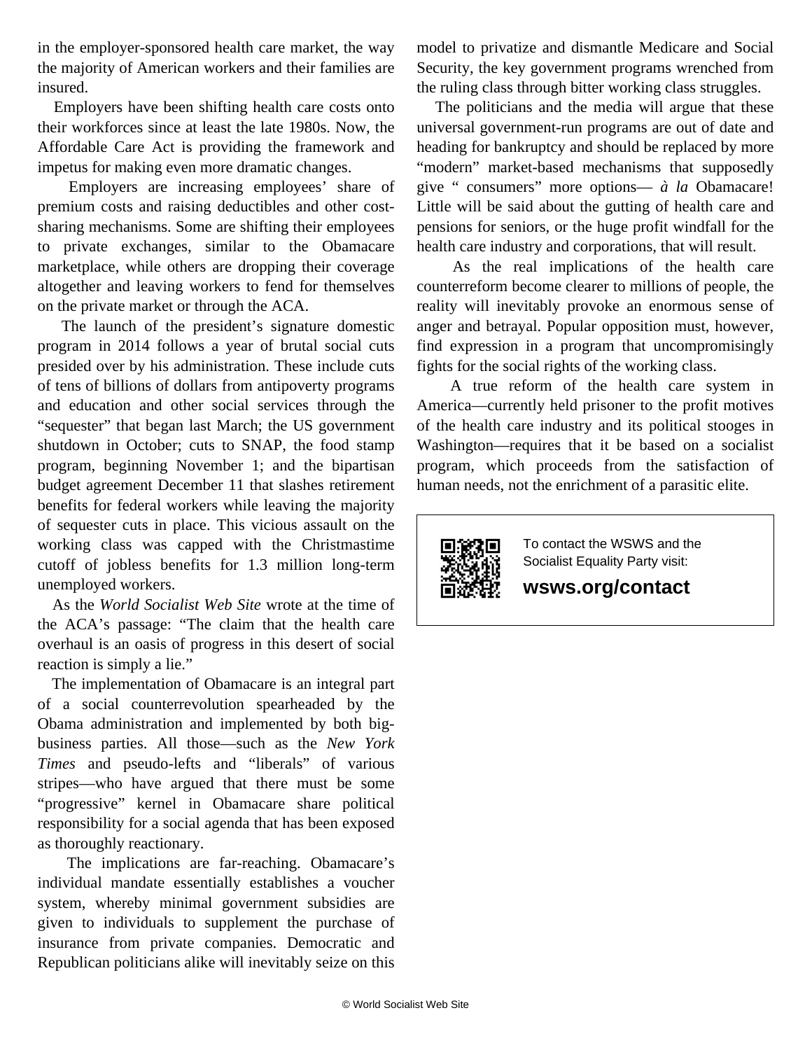in the employer-sponsored health care market, the way the majority of American workers and their families are insured.

Employers have been shifting health care costs onto their workforces since at least the late 1980s. Now, the Affordable Care Act is providing the framework and impetus for making even more dramatic changes.

Employers are increasing employees' share of premium costs and raising deductibles and other cost-sharing mechanisms. Some are shifting their employees to private exchanges, similar to the Obamacare marketplace, while others are dropping their coverage altogether and leaving workers to fend for themselves on the private market or through the ACA.

The launch of the president's signature domestic program in 2014 follows a year of brutal social cuts presided over by his administration. These include cuts of tens of billions of dollars from antipoverty programs and education and other social services through the "sequester" that began last March; the US government shutdown in October; cuts to SNAP, the food stamp program, beginning November 1; and the bipartisan budget agreement December 11 that slashes retirement benefits for federal workers while leaving the majority of sequester cuts in place. This vicious assault on the working class was capped with the Christmastime cutoff of jobless benefits for 1.3 million long-term unemployed workers.

As the *World Socialist Web Site* wrote at the time of the ACA's passage: "The claim that the health care overhaul is an oasis of progress in this desert of social reaction is simply a lie."

The implementation of Obamacare is an integral part of a social counterrevolution spearheaded by the Obama administration and implemented by both big-business parties. All those—such as the *New York Times* and pseudo-lefts and "liberals" of various stripes—who have argued that there must be some "progressive" kernel in Obamacare share political responsibility for a social agenda that has been exposed as thoroughly reactionary.

The implications are far-reaching. Obamacare's individual mandate essentially establishes a voucher system, whereby minimal government subsidies are given to individuals to supplement the purchase of insurance from private companies. Democratic and Republican politicians alike will inevitably seize on this model to privatize and dismantle Medicare and Social Security, the key government programs wrenched from the ruling class through bitter working class struggles.

The politicians and the media will argue that these universal government-run programs are out of date and heading for bankruptcy and should be replaced by more "modern" market-based mechanisms that supposedly give " consumers" more options— *à la* Obamacare! Little will be said about the gutting of health care and pensions for seniors, or the huge profit windfall for the health care industry and corporations, that will result.

As the real implications of the health care counterreform become clearer to millions of people, the reality will inevitably provoke an enormous sense of anger and betrayal. Popular opposition must, however, find expression in a program that uncompromisingly fights for the social rights of the working class.

A true reform of the health care system in America—currently held prisoner to the profit motives of the health care industry and its political stooges in Washington—requires that it be based on a socialist program, which proceeds from the satisfaction of human needs, not the enrichment of a parasitic elite.

To contact the WSWS and the Socialist Equality Party visit:

**wsws.org/contact**